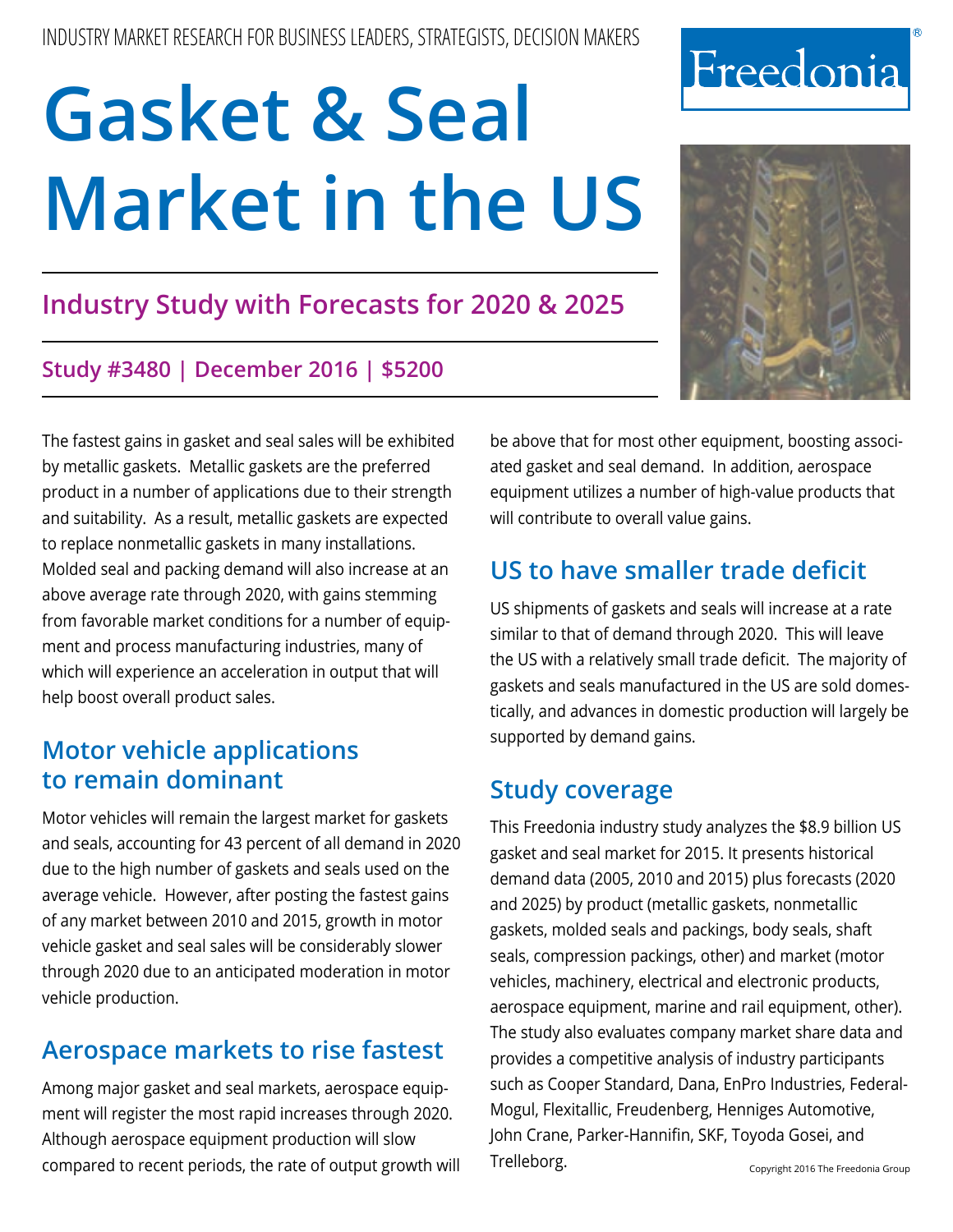INDUSTRY MARKET RESEARCH FOR BUSINESS LEADERS, STRATEGISTS, DECISION MAKERS

Freedonia®

# Gasket & Seal Market in the US

## Industry Study with Forecasts for 2020 & 2025

### Study #3480 | December 2016 | $5200

The fastest gains in gasket and seal sales will be exhibited by metallic gaskets. Metallic gaskets are the preferred product in a number of applications due to their strength and suitability. As a result, metallic gaskets are expected to replace nonmetallic gaskets in many installations. Molded seal and packing demand will also increase at an above average rate through 2020, with gains stemming from favorable market conditions for a number of equipment and process manufacturing industries, many of which will experience an acceleration in output that will help boost overall product sales.

## Motor vehicle applications to remain dominant

Motor vehicles will remain the largest market for gaskets and seals, accounting for 43 percent of all demand in 2020 due to the high number of gaskets and seals used on the average vehicle. However, after posting the fastest gains of any market between 2010 and 2015, growth in motor vehicle gasket and seal sales will be considerably slower through 2020 due to an anticipated moderation in motor vehicle production.

## Aerospace markets to rise fastest

Among major gasket and seal markets, aerospace equipment will register the most rapid increases through 2020. Although aerospace equipment production will slow compared to recent periods, the rate of output growth will be above that for most other equipment, boosting associated gasket and seal demand. In addition, aerospace equipment utilizes a number of high-value products that will contribute to overall value gains.

## US to have smaller trade deficit

US shipments of gaskets and seals will increase at a rate similar to that of demand through 2020. This will leave the US with a relatively small trade deficit. The majority of gaskets and seals manufactured in the US are sold domestically, and advances in domestic production will largely be supported by demand gains.

## Study coverage

This Freedonia industry study analyzes the $8.9 billion US gasket and seal market for 2015. It presents historical demand data (2005, 2010 and 2015) plus forecasts (2020 and 2025) by product (metallic gaskets, nonmetallic gaskets, molded seals and packings, body seals, shaft seals, compression packings, other) and market (motor vehicles, machinery, electrical and electronic products, aerospace equipment, marine and rail equipment, other). The study also evaluates company market share data and provides a competitive analysis of industry participants such as Cooper Standard, Dana, EnPro Industries, Federal-Mogul, Flexitallic, Freudenberg, Henniges Automotive, John Crane, Parker-Hannifin, SKF, Toyoda Gosei, and Trelleborg.

Copyright 2016 The Freedonia Group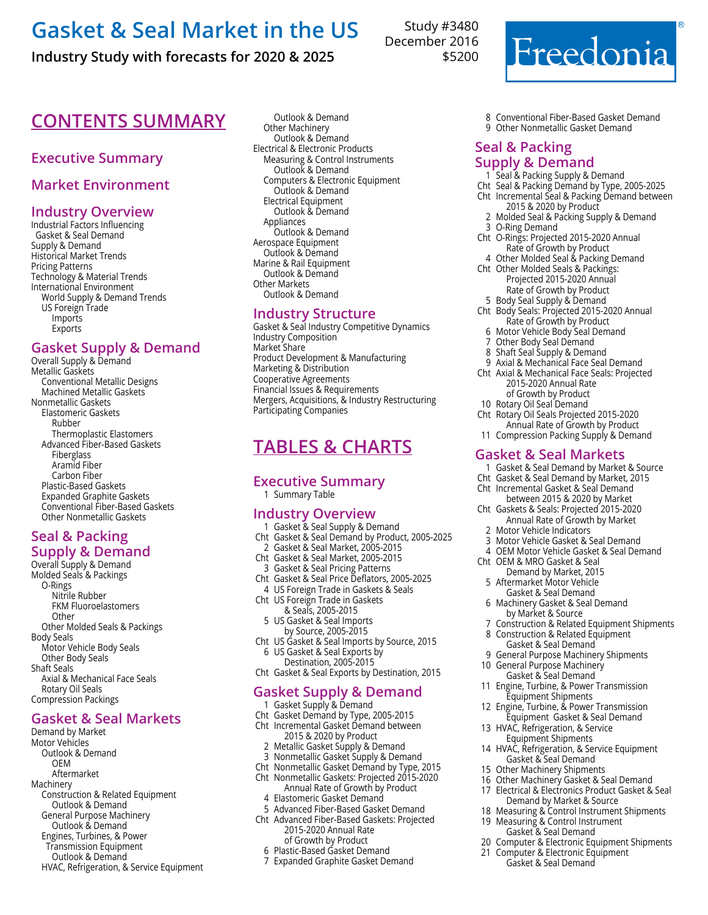# Gasket & Seal Market in the US

**Industry Study with forecasts for 2020 & 2025**

Study #3480
December 2016
$5200

Freedonia®

## CONTENTS SUMMARY

### Executive Summary

### Market Environment

### Industry Overview

Industrial Factors Influencing Gasket & Seal Demand
Supply & Demand
Historical Market Trends
Pricing Patterns
Technology & Material Trends
International Environment
- World Supply & Demand Trends
- US Foreign Trade
  - Imports
  - Exports

### Gasket Supply & Demand

Overall Supply & Demand
Metallic Gaskets
- Conventional Metallic Designs
- Machined Metallic Gaskets

Nonmetallic Gaskets
- Elastomeric Gaskets
  - Rubber
  - Thermoplastic Elastomers
- Advanced Fiber-Based Gaskets
  - Fiberglass
  - Aramid Fiber
  - Carbon Fiber
- Plastic-Based Gaskets
- Expanded Graphite Gaskets
- Conventional Fiber-Based Gaskets
- Other Nonmetallic Gaskets

### Seal & Packing Supply & Demand

Overall Supply & Demand
Molded Seals & Packings
- O-Rings
  - Nitrile Rubber
  - FKM Fluoroelastomers
  - Other
- Other Molded Seals & Packings

Body Seals
- Motor Vehicle Body Seals
- Other Body Seals

Shaft Seals
- Axial & Mechanical Face Seals
- Rotary Oil Seals

Compression Packings

### Gasket & Seal Markets

Demand by Market
Motor Vehicles
- Outlook & Demand
- OEM
- Aftermarket

Machinery
- Construction & Related Equipment
  - Outlook & Demand
- General Purpose Machinery
  - Outlook & Demand
- Engines, Turbines, & Power Transmission Equipment
  - Outlook & Demand
- HVAC, Refrigeration, & Service Equipment
  - Outlook & Demand
- Other Machinery
  - Outlook & Demand

Electrical & Electronic Products
- Measuring & Control Instruments
  - Outlook & Demand
- Computers & Electronic Equipment
  - Outlook & Demand
- Electrical Equipment
  - Outlook & Demand
- Appliances
  - Outlook & Demand

Aerospace Equipment
- Outlook & Demand

Marine & Rail Equipment
- Outlook & Demand

Other Markets
- Outlook & Demand

### Industry Structure

Gasket & Seal Industry Competitive Dynamics
Industry Composition
Market Share
Product Development & Manufacturing
Marketing & Distribution
Cooperative Agreements
Financial Issues & Requirements
Mergers, Acquisitions, & Industry Restructuring
Participating Companies

## TABLES & CHARTS

### Executive Summary

1 Summary Table

### Industry Overview

1 Gasket & Seal Supply & Demand
Cht Gasket & Seal Demand by Product, 2005-2025
2 Gasket & Seal Market, 2005-2015
Cht Gasket & Seal Market, 2005-2015
3 Gasket & Seal Pricing Patterns
Cht Gasket & Seal Price Deflators, 2005-2025
4 US Foreign Trade in Gaskets & Seals
Cht US Foreign Trade in Gaskets & Seals, 2005-2015
5 US Gasket & Seal Imports by Source, 2005-2015
Cht US Gasket & Seal Imports by Source, 2015
6 US Gasket & Seal Exports by Destination, 2005-2015
Cht Gasket & Seal Exports by Destination, 2015

### Gasket Supply & Demand

1 Gasket Supply & Demand
Cht Gasket Demand by Type, 2005-2015
Cht Incremental Gasket Demand between 2015 & 2020 by Product
2 Metallic Gasket Supply & Demand
3 Nonmetallic Gasket Supply & Demand
Cht Nonmetallic Gasket Demand by Type, 2015
Cht Nonmetallic Gaskets: Projected 2015-2020 Annual Rate of Growth by Product
4 Elastomeric Gasket Demand
5 Advanced Fiber-Based Gasket Demand
Cht Advanced Fiber-Based Gaskets: Projected 2015-2020 Annual Rate of Growth by Product
6 Plastic-Based Gasket Demand
7 Expanded Graphite Gasket Demand
8 Conventional Fiber-Based Gasket Demand
9 Other Nonmetallic Gasket Demand

### Seal & Packing Supply & Demand

1 Seal & Packing Supply & Demand
Cht Seal & Packing Demand by Type, 2005-2025
Cht Incremental Seal & Packing Demand between 2015 & 2020 by Product
2 Molded Seal & Packing Supply & Demand
3 O-Ring Demand
Cht O-Rings: Projected 2015-2020 Annual Rate of Growth by Product
4 Other Molded Seal & Packing Demand
Cht Other Molded Seals & Packings: Projected 2015-2020 Annual Rate of Growth by Product
5 Body Seal Supply & Demand
Cht Body Seals: Projected 2015-2020 Annual Rate of Growth by Product
6 Motor Vehicle Body Seal Demand
7 Other Body Seal Demand
8 Shaft Seal Supply & Demand
9 Axial & Mechanical Face Seal Demand
Cht Axial & Mechanical Face Seals: Projected 2015-2020 Annual Rate of Growth by Product
10 Rotary Oil Seal Demand
Cht Rotary Oil Seals Projected 2015-2020 Annual Rate of Growth by Product
11 Compression Packing Supply & Demand

### Gasket & Seal Markets

1 Gasket & Seal Demand by Market & Source
Cht Gasket & Seal Demand by Market, 2015
Cht Incremental Gasket & Seal Demand between 2015 & 2020 by Market
Cht Gaskets & Seals: Projected 2015-2020 Annual Rate of Growth by Market
2 Motor Vehicle Indicators
3 Motor Vehicle Gasket & Seal Demand
4 OEM Motor Vehicle Gasket & Seal Demand
Cht OEM & MRO Gasket & Seal Demand by Market, 2015
5 Aftermarket Motor Vehicle Gasket & Seal Demand
6 Machinery Gasket & Seal Demand by Market & Source
7 Construction & Related Equipment Shipments
8 Construction & Related Equipment Gasket & Seal Demand
9 General Purpose Machinery Shipments
10 General Purpose Machinery Gasket & Seal Demand
11 Engine, Turbine, & Power Transmission Equipment Shipments
12 Engine, Turbine, & Power Transmission Equipment Gasket & Seal Demand
13 HVAC, Refrigeration, & Service Equipment Shipments
14 HVAC, Refrigeration, & Service Equipment Gasket & Seal Demand
15 Other Machinery Shipments
16 Other Machinery Gasket & Seal Demand
17 Electrical & Electronics Product Gasket & Seal Demand by Market & Source
18 Measuring & Control Instrument Shipments
19 Measuring & Control Instrument Gasket & Seal Demand
20 Computer & Electronic Equipment Shipments
21 Computer & Electronic Equipment Gasket & Seal Demand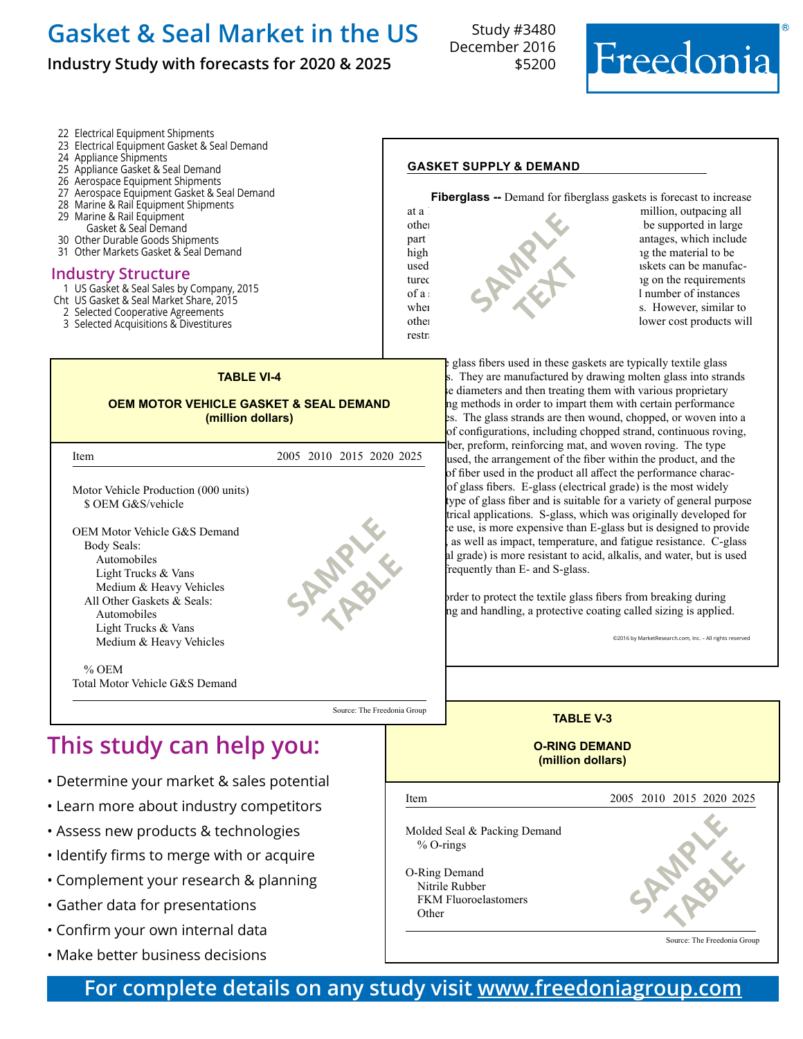# Gasket & Seal Market in the US

**Industry Study with forecasts for 2020 & 2025**

Study #3480
December 2016
$5200

Freedonia

22 Electrical Equipment Shipments
23 Electrical Equipment Gasket & Seal Demand
24 Appliance Shipments
25 Appliance Gasket & Seal Demand
26 Aerospace Equipment Shipments
27 Aerospace Equipment Gasket & Seal Demand
28 Marine & Rail Equipment Shipments
29 Marine & Rail Equipment Gasket & Seal Demand
30 Other Durable Goods Shipments
31 Other Markets Gasket & Seal Demand

## Industry Structure

1 US Gasket & Seal Sales by Company, 2015
Cht US Gasket & Seal Market Share, 2015
2 Selected Cooperative Agreements
3 Selected Acquisitions & Divestitures

### GASKET SUPPLY & DEMAND

**Fiberglass --** Demand for fiberglass gaskets is forecast to increase at a ... million, outpacing all other ... be supported in large part ... antages, which include high ... g the material to be used ... askets can be manufactured ... g on the requirements of a ... l number of instances wher... s. However, similar to other ... lower cost products will restr...

... glass fibers used in these gaskets are typically textile glass ...s. They are manufactured by drawing molten glass into strands ...e diameters and then treating them with various proprietary ...ng methods in order to impart them with certain performance ...es. The glass strands are then wound, chopped, or woven into a ...of configurations, including chopped strand, continuous roving, ...ber, preform, reinforcing mat, and woven roving. The type ...used, the arrangement of the fiber within the product, and the ...of fiber used in the product all affect the performance charac... of glass fibers. E-glass (electrical grade) is the most widely ...type of glass fiber and is suitable for a variety of general purpose ...trical applications. S-glass, which was originally developed for ...e use, is more expensive than E-glass but is designed to provide ..., as well as impact, temperature, and fatigue resistance. C-glass ...al grade) is more resistant to acid, alkalis, and water, but is used ...frequently than E- and S-glass.

...order to protect the textile glass fibers from breaking during ...ng and handling, a protective coating called sizing is applied.

©2016 by MarketResearch.com, Inc. – All rights reserved

**TABLE VI-4**

**OEM MOTOR VEHICLE GASKET & SEAL DEMAND (million dollars)**

| Item | 2005 | 2010 | 2015 | 2020 | 2025 |
|---|---|---|---|---|---|
| Motor Vehicle Production (000 units) | | | | | |
| $ OEM G&S/vehicle | | | | | |
| OEM Motor Vehicle G&S Demand | | | | | |
| Body Seals: | | | | | |
| Automobiles | | | | | |
| Light Trucks & Vans | | | | | |
| Medium & Heavy Vehicles | | | | | |
| All Other Gaskets & Seals: | | | | | |
| Automobiles | | | | | |
| Light Trucks & Vans | | | | | |
| Medium & Heavy Vehicles | | | | | |
| % OEM | | | | | |
| Total Motor Vehicle G&S Demand | | | | | |

Source: The Freedonia Group

**TABLE V-3**

**O-RING DEMAND (million dollars)**

| Item | 2005 | 2010 | 2015 | 2020 | 2025 |
|---|---|---|---|---|---|
| Molded Seal & Packing Demand | | | | | |
| % O-rings | | | | | |
| O-Ring Demand | | | | | |
| Nitrile Rubber | | | | | |
| FKM Fluoroelastomers | | | | | |
| Other | | | | | |

Source: The Freedonia Group

## This study can help you:

- Determine your market & sales potential
- Learn more about industry competitors
- Assess new products & technologies
- Identify firms to merge with or acquire
- Complement your research & planning
- Gather data for presentations
- Confirm your own internal data
- Make better business decisions

**For complete details on any study visit www.freedoniagroup.com**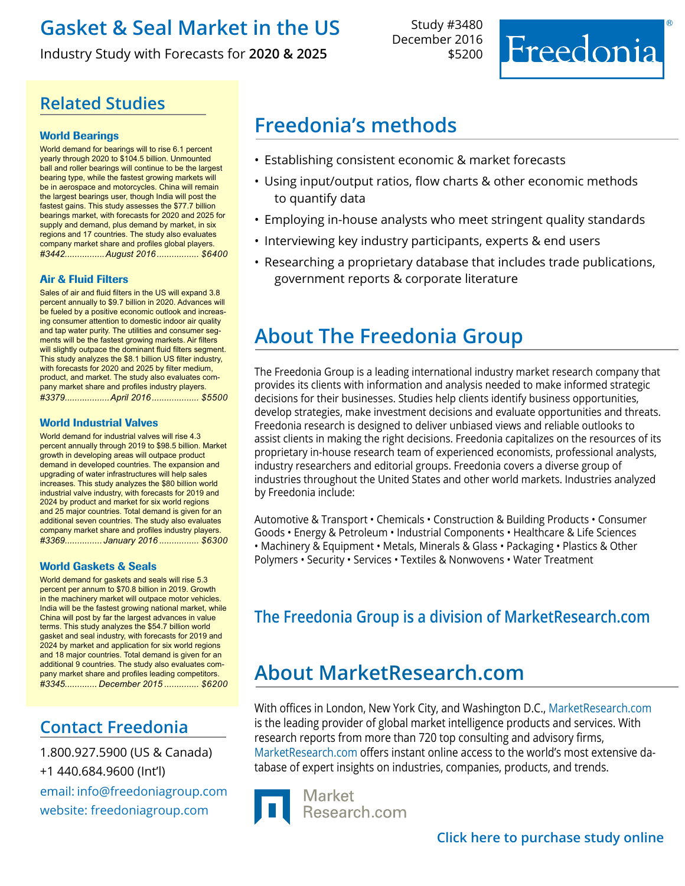# Gasket & Seal Market in the US

Industry Study with Forecasts for **2020 & 2025**

Study #3480
December 2016
$5200

Freedonia®

## Related Studies

### World Bearings

World demand for bearings will to rise 6.1 percent yearly through 2020 to $104.5 billion. Unmounted ball and roller bearings will continue to be the largest bearing type, while the fastest growing markets will be in aerospace and motorcycles. China will remain the largest bearings user, though India will post the fastest gains. This study assesses the $77.7 billion bearings market, with forecasts for 2020 and 2025 for supply and demand, plus demand by market, in six regions and 17 countries. The study also evaluates company market share and profiles global players.

*#3442................August 2016................. $6400*

### Air & Fluid Filters

Sales of air and fluid filters in the US will expand 3.8 percent annually to $9.7 billion in 2020. Advances will be fueled by a positive economic outlook and increasing consumer attention to domestic indoor air quality and tap water purity. The utilities and consumer segments will be the fastest growing markets. Air filters will slightly outpace the dominant fluid filters segment. This study analyzes the $8.1 billion US filter industry, with forecasts for 2020 and 2025 by filter medium, product, and market. The study also evaluates company market share and profiles industry players.

*#3379.................April 2016.................. $5500*

### World Industrial Valves

World demand for industrial valves will rise 4.3 percent annually through 2019 to $98.5 billion. Market growth in developing areas will outpace product demand in developed countries. The expansion and upgrading of water infrastructures will help sales increases. This study analyzes the $80 billion world industrial valve industry, with forecasts for 2019 and 2024 by product and market for six world regions and 25 major countries. Total demand is given for an additional seven countries. The study also evaluates company market share and profiles industry players.

*#3369..............January 2016............... $6300*

### World Gaskets & Seals

World demand for gaskets and seals will rise 5.3 percent per annum to $70.8 billion in 2019. Growth in the machinery market will outpace motor vehicles. India will be the fastest growing national market, while China will post by far the largest advances in value terms. This study analyzes the $54.7 billion world gasket and seal industry, with forecasts for 2019 and 2024 by market and application for six world regions and 18 major countries. Total demand is given for an additional 9 countries. The study also evaluates company market share and profiles leading competitors.

*#3345............December 2015............. $6200*

## Contact Freedonia

1.800.927.5900 (US & Canada)
+1 440.684.9600 (Int'l)
email: info@freedoniagroup.com
website: freedoniagroup.com

## Freedonia's methods

- Establishing consistent economic & market forecasts
- Using input/output ratios, flow charts & other economic methods to quantify data
- Employing in-house analysts who meet stringent quality standards
- Interviewing key industry participants, experts & end users
- Researching a proprietary database that includes trade publications, government reports & corporate literature

## About The Freedonia Group

The Freedonia Group is a leading international industry market research company that provides its clients with information and analysis needed to make informed strategic decisions for their businesses. Studies help clients identify business opportunities, develop strategies, make investment decisions and evaluate opportunities and threats. Freedonia research is designed to deliver unbiased views and reliable outlooks to assist clients in making the right decisions. Freedonia capitalizes on the resources of its proprietary in-house research team of experienced economists, professional analysts, industry researchers and editorial groups. Freedonia covers a diverse group of industries throughout the United States and other world markets. Industries analyzed by Freedonia include:

Automotive & Transport • Chemicals • Construction & Building Products • Consumer Goods • Energy & Petroleum • Industrial Components • Healthcare & Life Sciences • Machinery & Equipment • Metals, Minerals & Glass • Packaging • Plastics & Other Polymers • Security • Services • Textiles & Nonwovens • Water Treatment

### The Freedonia Group is a division of MarketResearch.com

## About MarketResearch.com

With offices in London, New York City, and Washington D.C., MarketResearch.com is the leading provider of global market intelligence products and services. With research reports from more than 720 top consulting and advisory firms, MarketResearch.com offers instant online access to the world's most extensive database of expert insights on industries, companies, products, and trends.

Market Research.com

**Click here to purchase study online**